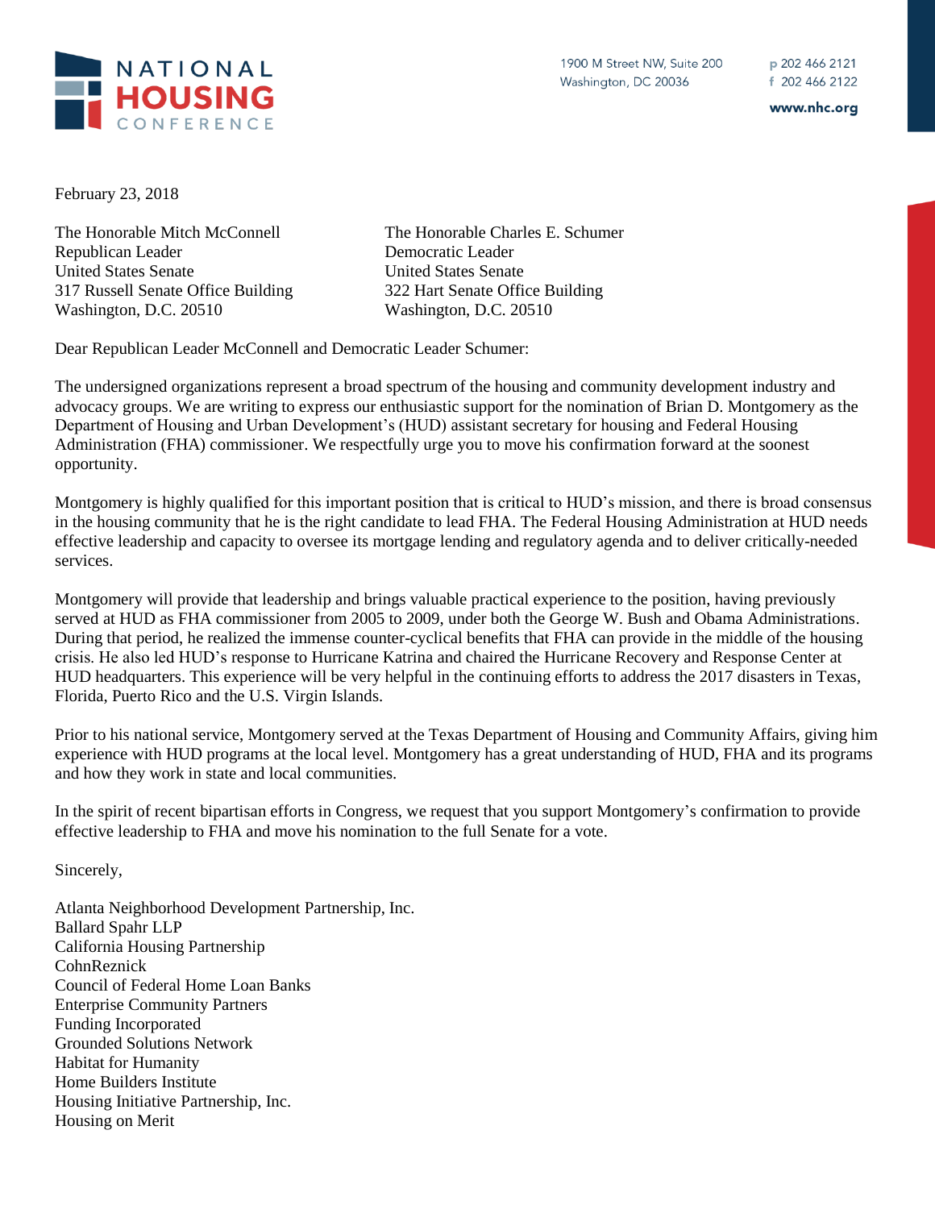NATIONAL HOUSING CONFERENCE

1900 M Street NW, Suite 200
Washington, DC 20036

p 202 466 2121
f 202 466 2122

www.nhc.org

February 23, 2018

The Honorable Mitch McConnell
Republican Leader
United States Senate
317 Russell Senate Office Building
Washington, D.C. 20510

The Honorable Charles E. Schumer
Democratic Leader
United States Senate
322 Hart Senate Office Building
Washington, D.C. 20510

Dear Republican Leader McConnell and Democratic Leader Schumer:

The undersigned organizations represent a broad spectrum of the housing and community development industry and advocacy groups. We are writing to express our enthusiastic support for the nomination of Brian D. Montgomery as the Department of Housing and Urban Development's (HUD) assistant secretary for housing and Federal Housing Administration (FHA) commissioner. We respectfully urge you to move his confirmation forward at the soonest opportunity.

Montgomery is highly qualified for this important position that is critical to HUD's mission, and there is broad consensus in the housing community that he is the right candidate to lead FHA. The Federal Housing Administration at HUD needs effective leadership and capacity to oversee its mortgage lending and regulatory agenda and to deliver critically-needed services.

Montgomery will provide that leadership and brings valuable practical experience to the position, having previously served at HUD as FHA commissioner from 2005 to 2009, under both the George W. Bush and Obama Administrations. During that period, he realized the immense counter-cyclical benefits that FHA can provide in the middle of the housing crisis. He also led HUD's response to Hurricane Katrina and chaired the Hurricane Recovery and Response Center at HUD headquarters. This experience will be very helpful in the continuing efforts to address the 2017 disasters in Texas, Florida, Puerto Rico and the U.S. Virgin Islands.

Prior to his national service, Montgomery served at the Texas Department of Housing and Community Affairs, giving him experience with HUD programs at the local level. Montgomery has a great understanding of HUD, FHA and its programs and how they work in state and local communities.

In the spirit of recent bipartisan efforts in Congress, we request that you support Montgomery's confirmation to provide effective leadership to FHA and move his nomination to the full Senate for a vote.

Sincerely,

Atlanta Neighborhood Development Partnership, Inc.
Ballard Spahr LLP
California Housing Partnership
CohnReznick
Council of Federal Home Loan Banks
Enterprise Community Partners
Funding Incorporated
Grounded Solutions Network
Habitat for Humanity
Home Builders Institute
Housing Initiative Partnership, Inc.
Housing on Merit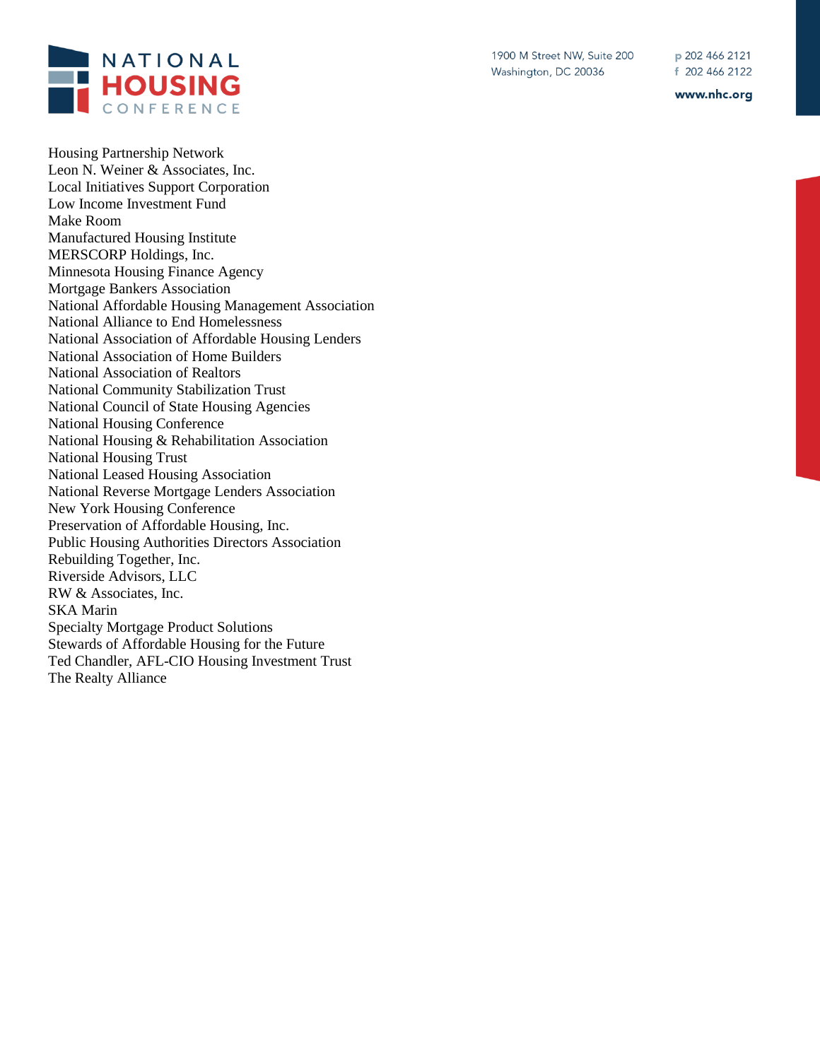Housing Partnership Network
Leon N. Weiner & Associates, Inc.
Local Initiatives Support Corporation
Low Income Investment Fund
Make Room
Manufactured Housing Institute
MERSCORP Holdings, Inc.
Minnesota Housing Finance Agency
Mortgage Bankers Association
National Affordable Housing Management Association
National Alliance to End Homelessness
National Association of Affordable Housing Lenders
National Association of Home Builders
National Association of Realtors
National Community Stabilization Trust
National Council of State Housing Agencies
National Housing Conference
National Housing & Rehabilitation Association
National Housing Trust
National Leased Housing Association
National Reverse Mortgage Lenders Association
New York Housing Conference
Preservation of Affordable Housing, Inc.
Public Housing Authorities Directors Association
Rebuilding Together, Inc.
Riverside Advisors, LLC
RW & Associates, Inc.
SKA Marin
Specialty Mortgage Product Solutions
Stewards of Affordable Housing for the Future
Ted Chandler, AFL-CIO Housing Investment Trust
The Realty Alliance